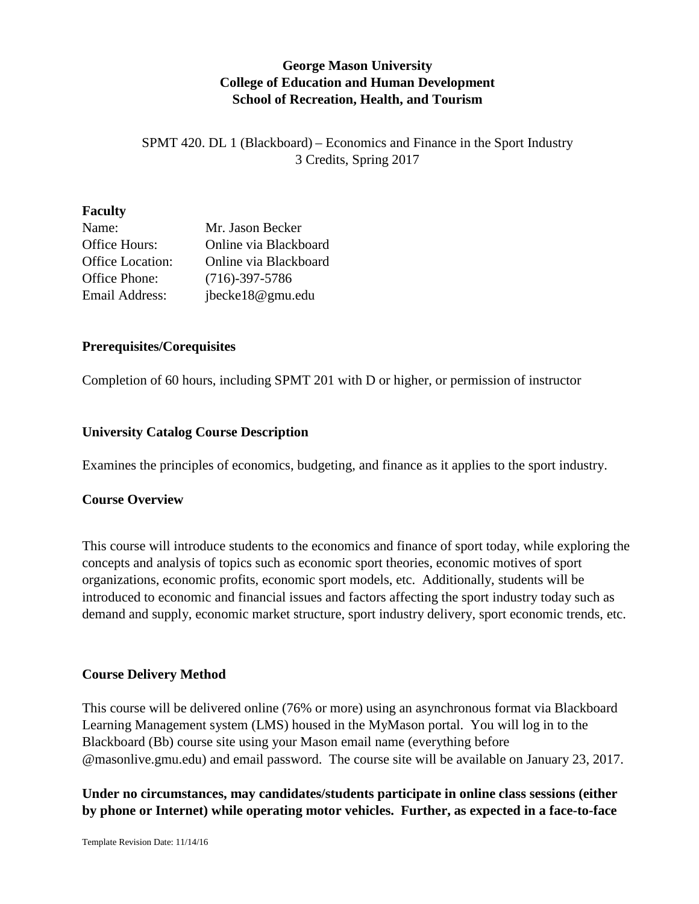**George Mason University**
**College of Education and Human Development**
**School of Recreation, Health, and Tourism**

SPMT 420. DL 1 (Blackboard) – Economics and Finance in the Sport Industry
3 Credits, Spring 2017

## Faculty

| | |
|---|---|
| Name: | Mr. Jason Becker |
| Office Hours: | Online via Blackboard |
| Office Location: | Online via Blackboard |
| Office Phone: | (716)-397-5786 |
| Email Address: | jbecke18@gmu.edu |

## Prerequisites/Corequisites

Completion of 60 hours, including SPMT 201 with D or higher, or permission of instructor

## University Catalog Course Description

Examines the principles of economics, budgeting, and finance as it applies to the sport industry.

## Course Overview

This course will introduce students to the economics and finance of sport today, while exploring the concepts and analysis of topics such as economic sport theories, economic motives of sport organizations, economic profits, economic sport models, etc. Additionally, students will be introduced to economic and financial issues and factors affecting the sport industry today such as demand and supply, economic market structure, sport industry delivery, sport economic trends, etc.

## Course Delivery Method

This course will be delivered online (76% or more) using an asynchronous format via Blackboard Learning Management system (LMS) housed in the MyMason portal. You will log in to the Blackboard (Bb) course site using your Mason email name (everything before @masonlive.gmu.edu) and email password. The course site will be available on January 23, 2017.

**Under no circumstances, may candidates/students participate in online class sessions (either by phone or Internet) while operating motor vehicles. Further, as expected in a face-to-face**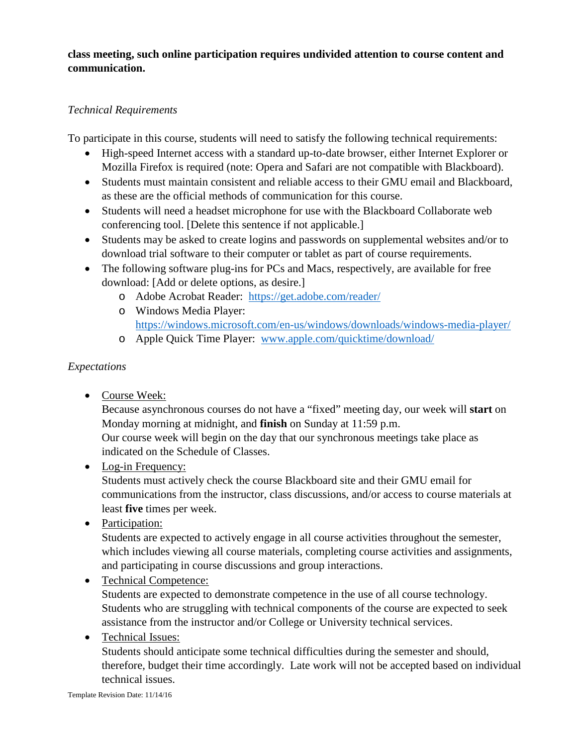**class meeting, such online participation requires undivided attention to course content and communication.**

*Technical Requirements*

To participate in this course, students will need to satisfy the following technical requirements:

- High-speed Internet access with a standard up-to-date browser, either Internet Explorer or Mozilla Firefox is required (note: Opera and Safari are not compatible with Blackboard).
- Students must maintain consistent and reliable access to their GMU email and Blackboard, as these are the official methods of communication for this course.
- Students will need a headset microphone for use with the Blackboard Collaborate web conferencing tool. [Delete this sentence if not applicable.]
- Students may be asked to create logins and passwords on supplemental websites and/or to download trial software to their computer or tablet as part of course requirements.
- The following software plug-ins for PCs and Macs, respectively, are available for free download: [Add or delete options, as desire.]
    - Adobe Acrobat Reader: https://get.adobe.com/reader/
    - Windows Media Player: https://windows.microsoft.com/en-us/windows/downloads/windows-media-player/
    - Apple Quick Time Player: www.apple.com/quicktime/download/

*Expectations*

- Course Week:
  Because asynchronous courses do not have a "fixed" meeting day, our week will **start** on Monday morning at midnight, and **finish** on Sunday at 11:59 p.m.
  Our course week will begin on the day that our synchronous meetings take place as indicated on the Schedule of Classes.
- Log-in Frequency:
  Students must actively check the course Blackboard site and their GMU email for communications from the instructor, class discussions, and/or access to course materials at least **five** times per week.
- Participation:
  Students are expected to actively engage in all course activities throughout the semester, which includes viewing all course materials, completing course activities and assignments, and participating in course discussions and group interactions.
- Technical Competence:
  Students are expected to demonstrate competence in the use of all course technology. Students who are struggling with technical components of the course are expected to seek assistance from the instructor and/or College or University technical services.
- Technical Issues:
  Students should anticipate some technical difficulties during the semester and should, therefore, budget their time accordingly. Late work will not be accepted based on individual technical issues.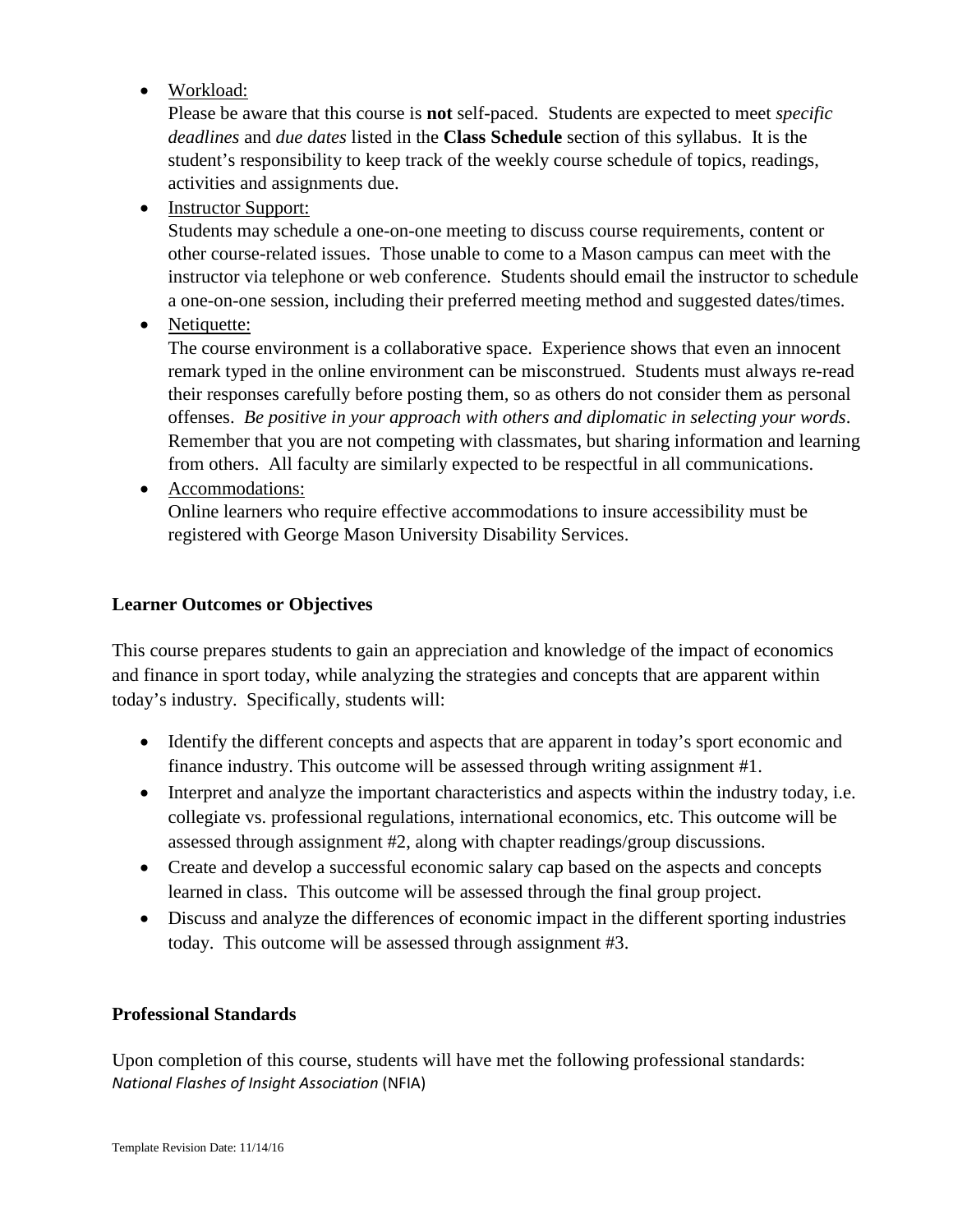- Workload:
  Please be aware that this course is **not** self-paced. Students are expected to meet *specific deadlines* and *due dates* listed in the **Class Schedule** section of this syllabus. It is the student's responsibility to keep track of the weekly course schedule of topics, readings, activities and assignments due.
- Instructor Support:
  Students may schedule a one-on-one meeting to discuss course requirements, content or other course-related issues. Those unable to come to a Mason campus can meet with the instructor via telephone or web conference. Students should email the instructor to schedule a one-on-one session, including their preferred meeting method and suggested dates/times.
- Netiquette:
  The course environment is a collaborative space. Experience shows that even an innocent remark typed in the online environment can be misconstrued. Students must always re-read their responses carefully before posting them, so as others do not consider them as personal offenses. *Be positive in your approach with others and diplomatic in selecting your words*. Remember that you are not competing with classmates, but sharing information and learning from others. All faculty are similarly expected to be respectful in all communications.
- Accommodations:
  Online learners who require effective accommodations to insure accessibility must be registered with George Mason University Disability Services.

**Learner Outcomes or Objectives**

This course prepares students to gain an appreciation and knowledge of the impact of economics and finance in sport today, while analyzing the strategies and concepts that are apparent within today's industry. Specifically, students will:

- Identify the different concepts and aspects that are apparent in today's sport economic and finance industry. This outcome will be assessed through writing assignment #1.
- Interpret and analyze the important characteristics and aspects within the industry today, i.e. collegiate vs. professional regulations, international economics, etc. This outcome will be assessed through assignment #2, along with chapter readings/group discussions.
- Create and develop a successful economic salary cap based on the aspects and concepts learned in class. This outcome will be assessed through the final group project.
- Discuss and analyze the differences of economic impact in the different sporting industries today. This outcome will be assessed through assignment #3.

**Professional Standards**

Upon completion of this course, students will have met the following professional standards:
*National Flashes of Insight Association* (NFIA)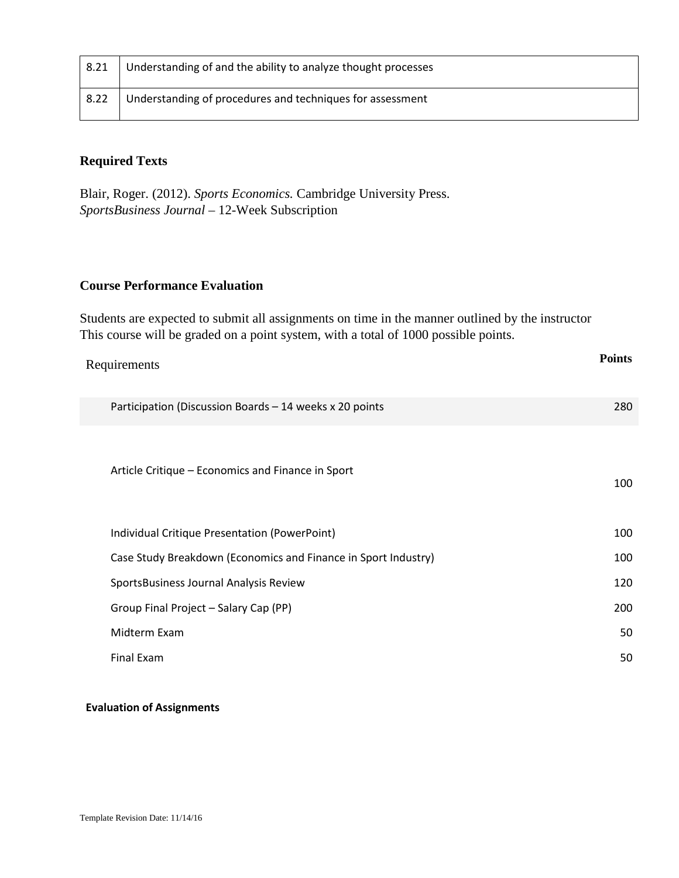| 8.21 | Understanding of and the ability to analyze thought processes |
|---|---|
| 8.22 | Understanding of procedures and techniques for assessment |

## Required Texts

Blair, Roger. (2012). *Sports Economics.* Cambridge University Press.
*SportsBusiness Journal* – 12-Week Subscription

## Course Performance Evaluation

Students are expected to submit all assignments on time in the manner outlined by the instructor
This course will be graded on a point system, with a total of 1000 possible points.

| Requirements | Points |
|---|---|
| Participation (Discussion Boards – 14 weeks x 20 points | 280 |
| Article Critique – Economics and Finance in Sport | 100 |
| Individual Critique Presentation (PowerPoint) | 100 |
| Case Study Breakdown (Economics and Finance in Sport Industry) | 100 |
| SportsBusiness Journal Analysis Review | 120 |
| Group Final Project – Salary Cap (PP) | 200 |
| Midterm Exam | 50 |
| Final Exam | 50 |

**Evaluation of Assignments**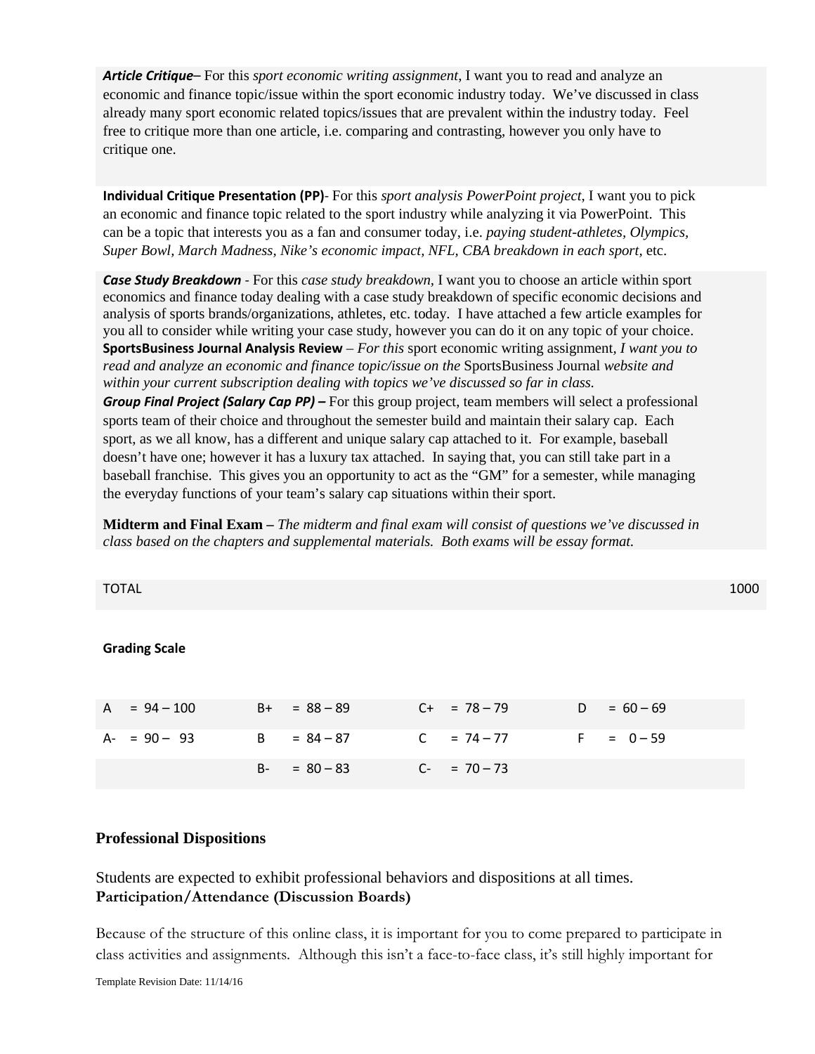***Article Critique***– For this *sport economic writing assignment*, I want you to read and analyze an economic and finance topic/issue within the sport economic industry today. We've discussed in class already many sport economic related topics/issues that are prevalent within the industry today. Feel free to critique more than one article, i.e. comparing and contrasting, however you only have to critique one.

**Individual Critique Presentation (PP)**- For this *sport analysis PowerPoint project*, I want you to pick an economic and finance topic related to the sport industry while analyzing it via PowerPoint. This can be a topic that interests you as a fan and consumer today, i.e. *paying student-athletes, Olympics, Super Bowl, March Madness, Nike's economic impact, NFL, CBA breakdown in each sport*, etc.

***Case Study Breakdown*** - For this *case study breakdown*, I want you to choose an article within sport economics and finance today dealing with a case study breakdown of specific economic decisions and analysis of sports brands/organizations, athletes, etc. today. I have attached a few article examples for you all to consider while writing your case study, however you can do it on any topic of your choice.

**SportsBusiness Journal Analysis Review** – *For this* sport economic writing assignment, *I want you to read and analyze an economic and finance topic/issue on the* SportsBusiness Journal *website and within your current subscription dealing with topics we've discussed so far in class.*

***Group Final Project (Salary Cap PP) –*** For this group project, team members will select a professional sports team of their choice and throughout the semester build and maintain their salary cap. Each sport, as we all know, has a different and unique salary cap attached to it. For example, baseball doesn't have one; however it has a luxury tax attached. In saying that, you can still take part in a baseball franchise. This gives you an opportunity to act as the "GM" for a semester, while managing the everyday functions of your team's salary cap situations within their sport.

**Midterm and Final Exam –** *The midterm and final exam will consist of questions we've discussed in class based on the chapters and supplemental materials. Both exams will be essay format.*

| TOTAL | 1000 |
|---|---|

**Grading Scale**

| | | | |
|---|---|---|---|
| A = 94 – 100 | B+ = 88 – 89 | C+ = 78 – 79 | D = 60 – 69 |
| A- = 90 – 93 | B = 84 – 87 | C = 74 – 77 | F = 0 – 59 |
| | B- = 80 – 83 | C- = 70 – 73 | |

## Professional Dispositions

Students are expected to exhibit professional behaviors and dispositions at all times.

**Participation/Attendance (Discussion Boards)**

Because of the structure of this online class, it is important for you to come prepared to participate in class activities and assignments. Although this isn't a face-to-face class, it's still highly important for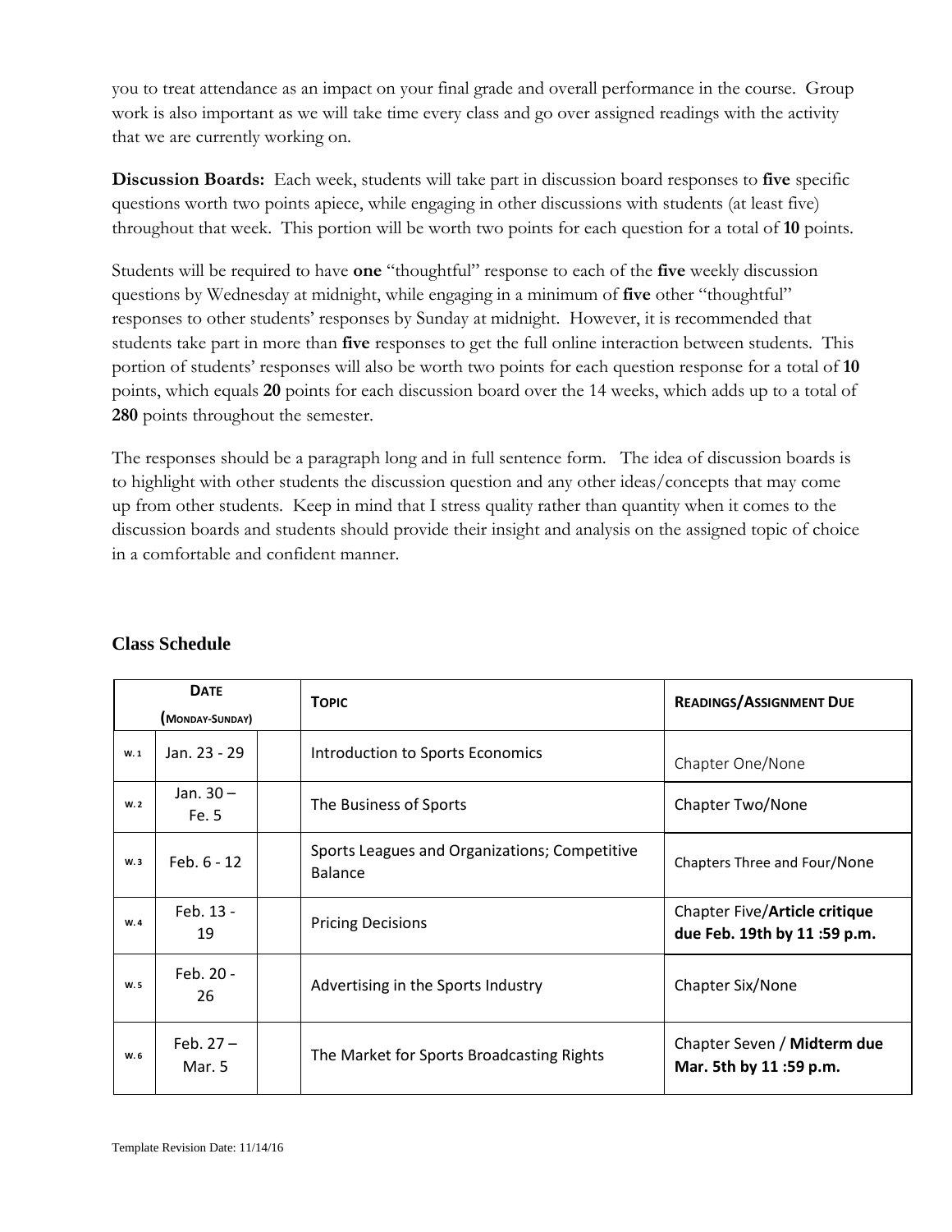you to treat attendance as an impact on your final grade and overall performance in the course. Group work is also important as we will take time every class and go over assigned readings with the activity that we are currently working on.

**Discussion Boards:** Each week, students will take part in discussion board responses to **five** specific questions worth two points apiece, while engaging in other discussions with students (at least five) throughout that week. This portion will be worth two points for each question for a total of **10** points.

Students will be required to have **one** "thoughtful" response to each of the **five** weekly discussion questions by Wednesday at midnight, while engaging in a minimum of **five** other "thoughtful" responses to other students' responses by Sunday at midnight. However, it is recommended that students take part in more than **five** responses to get the full online interaction between students. This portion of students' responses will also be worth two points for each question response for a total of **10** points, which equals **20** points for each discussion board over the 14 weeks, which adds up to a total of **280** points throughout the semester.

The responses should be a paragraph long and in full sentence form. The idea of discussion boards is to highlight with other students the discussion question and any other ideas/concepts that may come up from other students. Keep in mind that I stress quality rather than quantity when it comes to the discussion boards and students should provide their insight and analysis on the assigned topic of choice in a comfortable and confident manner.

### Class Schedule

| **Date (Monday-Sunday)** | | | **Topic** | **Readings/Assignment Due** |
|---|---|---|---|---|
| W. 1 | Jan. 23 - 29 | | Introduction to Sports Economics | Chapter One/None |
| W. 2 | Jan. 30 – Fe. 5 | | The Business of Sports | Chapter Two/None |
| W. 3 | Feb. 6 - 12 | | Sports Leagues and Organizations; Competitive Balance | Chapters Three and Four/None |
| W. 4 | Feb. 13 - 19 | | Pricing Decisions | Chapter Five/**Article critique due Feb. 19th by 11 :59 p.m.** |
| W. 5 | Feb. 20 - 26 | | Advertising in the Sports Industry | Chapter Six/None |
| W. 6 | Feb. 27 – Mar. 5 | | The Market for Sports Broadcasting Rights | Chapter Seven / **Midterm due Mar. 5th by 11 :59 p.m.** |

Template Revision Date: 11/14/16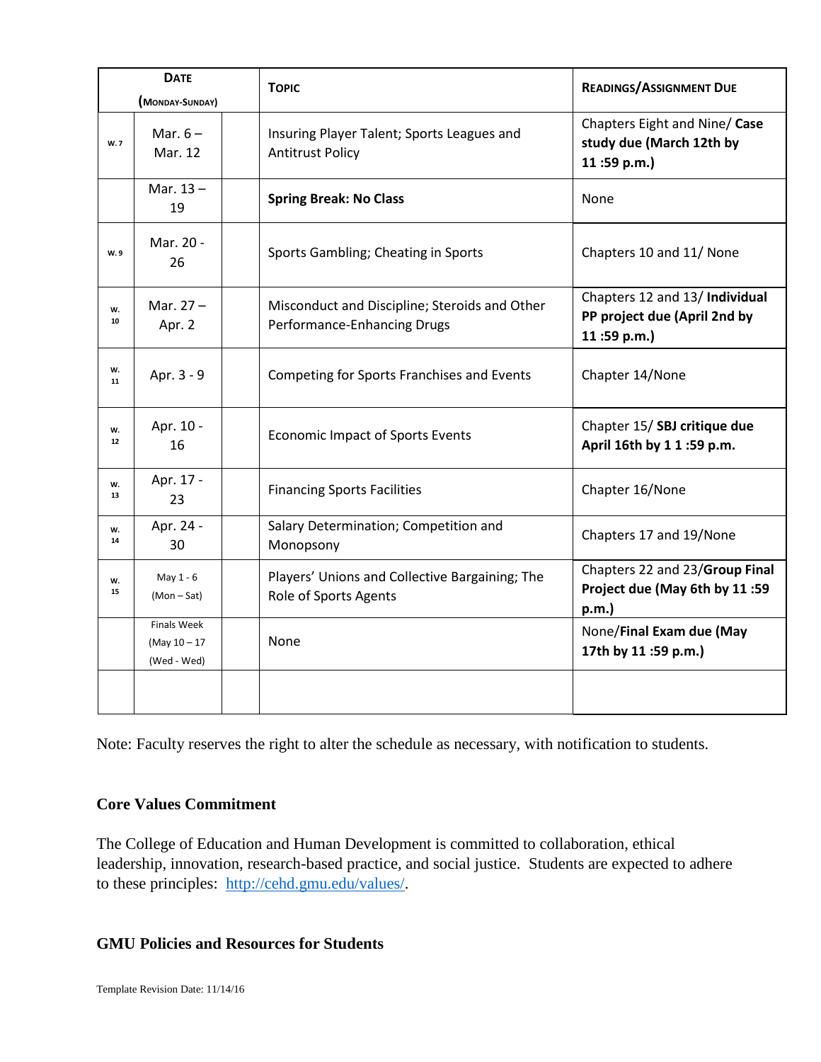| Date (Monday-Sunday) | | | Topic | Readings/Assignment Due |
|---|---|---|---|---|
| W. 7 | Mar. 6 – Mar. 12 | | Insuring Player Talent; Sports Leagues and Antitrust Policy | Chapters Eight and Nine/ **Case study due (March 12th by 11 :59 p.m.)** |
| | Mar. 13 – 19 | | **Spring Break: No Class** | None |
| W. 9 | Mar. 20 - 26 | | Sports Gambling; Cheating in Sports | Chapters 10 and 11/ None |
| W. 10 | Mar. 27 – Apr. 2 | | Misconduct and Discipline; Steroids and Other Performance-Enhancing Drugs | Chapters 12 and 13/ **Individual PP project due (April 2nd by 11 :59 p.m.)** |
| W. 11 | Apr. 3 - 9 | | Competing for Sports Franchises and Events | Chapter 14/None |
| W. 12 | Apr. 10 - 16 | | Economic Impact of Sports Events | Chapter 15/ **SBJ critique due April 16th by 1 1 :59 p.m.** |
| W. 13 | Apr. 17 - 23 | | Financing Sports Facilities | Chapter 16/None |
| W. 14 | Apr. 24 - 30 | | Salary Determination; Competition and Monopsony | Chapters 17 and 19/None |
| W. 15 | May 1 - 6 (Mon – Sat) | | Players' Unions and Collective Bargaining; The Role of Sports Agents | Chapters 22 and 23/**Group Final Project due (May 6th by 11 :59 p.m.)** |
| | Finals Week (May 10 – 17 (Wed - Wed) | | None | None/**Final Exam due (May 17th by 11 :59 p.m.)** |
| | | | | |

Note: Faculty reserves the right to alter the schedule as necessary, with notification to students.

### Core Values Commitment

The College of Education and Human Development is committed to collaboration, ethical leadership, innovation, research-based practice, and social justice. Students are expected to adhere to these principles: http://cehd.gmu.edu/values/.

### GMU Policies and Resources for Students

Template Revision Date: 11/14/16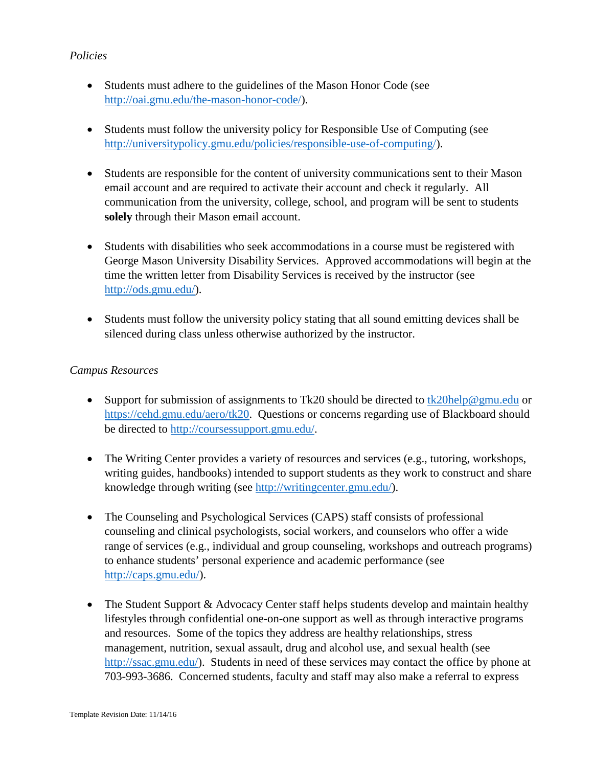*Policies*

- Students must adhere to the guidelines of the Mason Honor Code (see http://oai.gmu.edu/the-mason-honor-code/).

- Students must follow the university policy for Responsible Use of Computing (see http://universitypolicy.gmu.edu/policies/responsible-use-of-computing/).

- Students are responsible for the content of university communications sent to their Mason email account and are required to activate their account and check it regularly. All communication from the university, college, school, and program will be sent to students **solely** through their Mason email account.

- Students with disabilities who seek accommodations in a course must be registered with George Mason University Disability Services. Approved accommodations will begin at the time the written letter from Disability Services is received by the instructor (see http://ods.gmu.edu/).

- Students must follow the university policy stating that all sound emitting devices shall be silenced during class unless otherwise authorized by the instructor.

*Campus Resources*

- Support for submission of assignments to Tk20 should be directed to tk20help@gmu.edu or https://cehd.gmu.edu/aero/tk20. Questions or concerns regarding use of Blackboard should be directed to http://coursessupport.gmu.edu/.

- The Writing Center provides a variety of resources and services (e.g., tutoring, workshops, writing guides, handbooks) intended to support students as they work to construct and share knowledge through writing (see http://writingcenter.gmu.edu/).

- The Counseling and Psychological Services (CAPS) staff consists of professional counseling and clinical psychologists, social workers, and counselors who offer a wide range of services (e.g., individual and group counseling, workshops and outreach programs) to enhance students' personal experience and academic performance (see http://caps.gmu.edu/).

- The Student Support & Advocacy Center staff helps students develop and maintain healthy lifestyles through confidential one-on-one support as well as through interactive programs and resources. Some of the topics they address are healthy relationships, stress management, nutrition, sexual assault, drug and alcohol use, and sexual health (see http://ssac.gmu.edu/). Students in need of these services may contact the office by phone at 703-993-3686. Concerned students, faculty and staff may also make a referral to express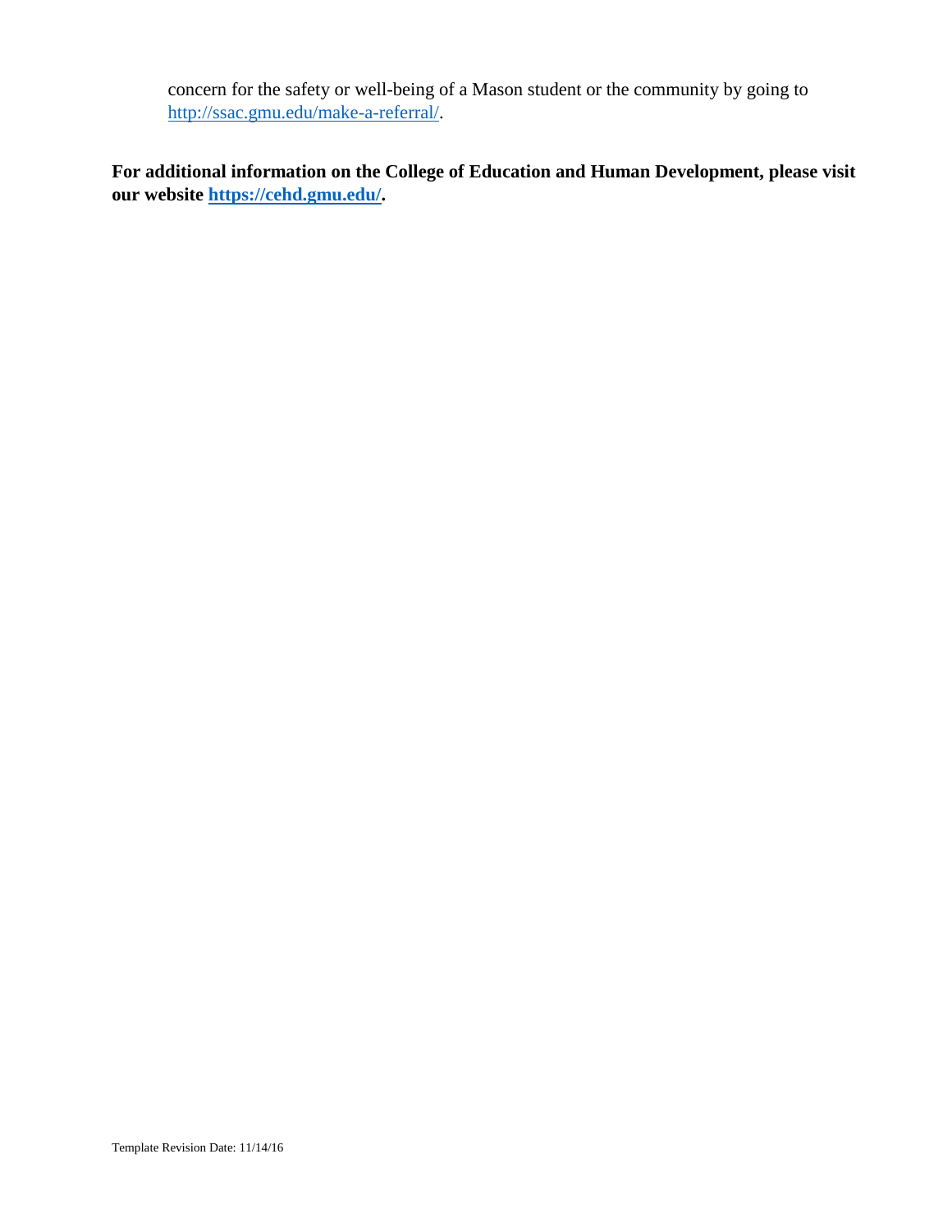concern for the safety or well-being of a Mason student or the community by going to http://ssac.gmu.edu/make-a-referral/.

**For additional information on the College of Education and Human Development, please visit our website https://cehd.gmu.edu/.**

Template Revision Date: 11/14/16